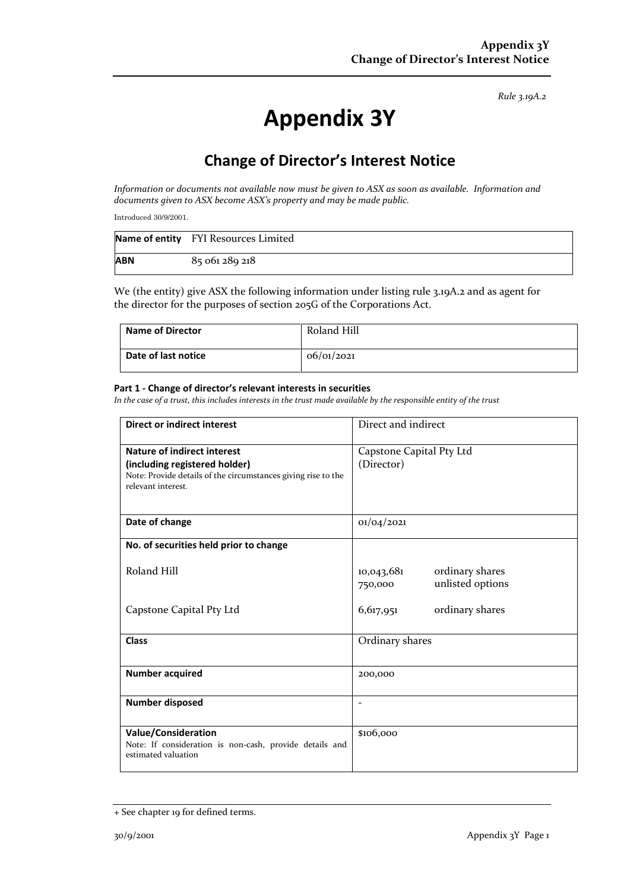*Rule 3.19A.2*

# Appendix 3Y

## Change of Director's Interest Notice

*Information or documents not available now must be given to ASX as soon as available. Information and documents given to ASX become ASX's property and may be made public.*

Introduced 30/9/2001.

| **Name of entity** | FYI Resources Limited |
|---|---|
| **ABN** | 85 061 289 218 |

We (the entity) give ASX the following information under listing rule 3.19A.2 and as agent for the director for the purposes of section 205G of the Corporations Act.

| **Name of Director** | Roland Hill |
|---|---|
| **Date of last notice** | 06/01/2021 |

#### Part 1 - Change of director's relevant interests in securities

*In the case of a trust, this includes interests in the trust made available by the responsible entity of the trust*

| | |
|---|---|
| **Direct or indirect interest** | Direct and indirect |
| **Nature of indirect interest (including registered holder)**<br>Note: Provide details of the circumstances giving rise to the relevant interest. | Capstone Capital Pty Ltd (Director) |
| **Date of change** | 01/04/2021 |
| **No. of securities held prior to change**<br><br>Roland Hill<br><br>Capstone Capital Pty Ltd | <br><br>10,043,681 ordinary shares<br>750,000 unlisted options<br><br>6,617,951 ordinary shares |
| **Class** | Ordinary shares |
| **Number acquired** | 200,000 |
| **Number disposed** | - |
| **Value/Consideration**<br>Note: If consideration is non-cash, provide details and estimated valuation | $106,000 |

+ See chapter 19 for defined terms.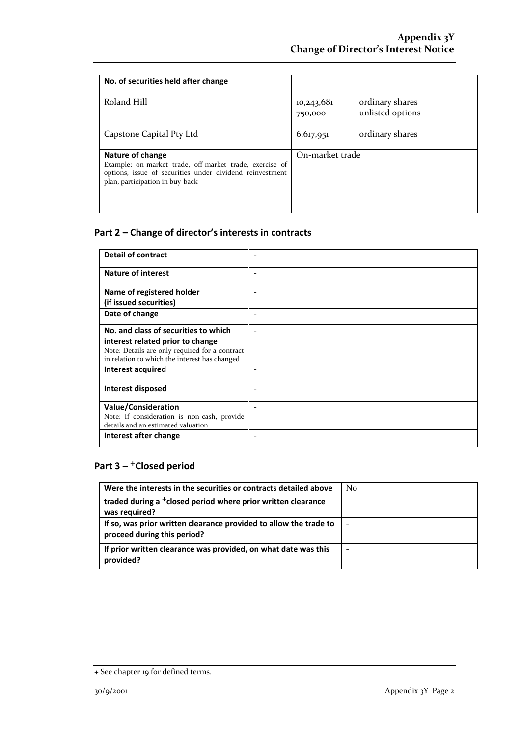| | |
|---|---|
| **No. of securities held after change** | |
| Roland Hill | 10,243,681 ordinary shares<br>750,000 unlisted options |
| Capstone Capital Pty Ltd | 6,617,951 ordinary shares |
| **Nature of change**<br>Example: on-market trade, off-market trade, exercise of options, issue of securities under dividend reinvestment plan, participation in buy-back | On-market trade |

## Part 2 – Change of director's interests in contracts

| | |
|---|---|
| **Detail of contract** | - |
| **Nature of interest** | - |
| **Name of registered holder (if issued securities)** | - |
| **Date of change** | - |
| **No. and class of securities to which interest related prior to change**<br>Note: Details are only required for a contract in relation to which the interest has changed | - |
| **Interest acquired** | - |
| **Interest disposed** | - |
| **Value/Consideration**<br>Note: If consideration is non-cash, provide details and an estimated valuation | - |
| **Interest after change** | - |

## Part 3 – +Closed period

| | |
|---|---|
| **Were the interests in the securities or contracts detailed above traded during a +closed period where prior written clearance was required?** | No |
| **If so, was prior written clearance provided to allow the trade to proceed during this period?** | - |
| **If prior written clearance was provided, on what date was this provided?** | - |

+ See chapter 19 for defined terms.